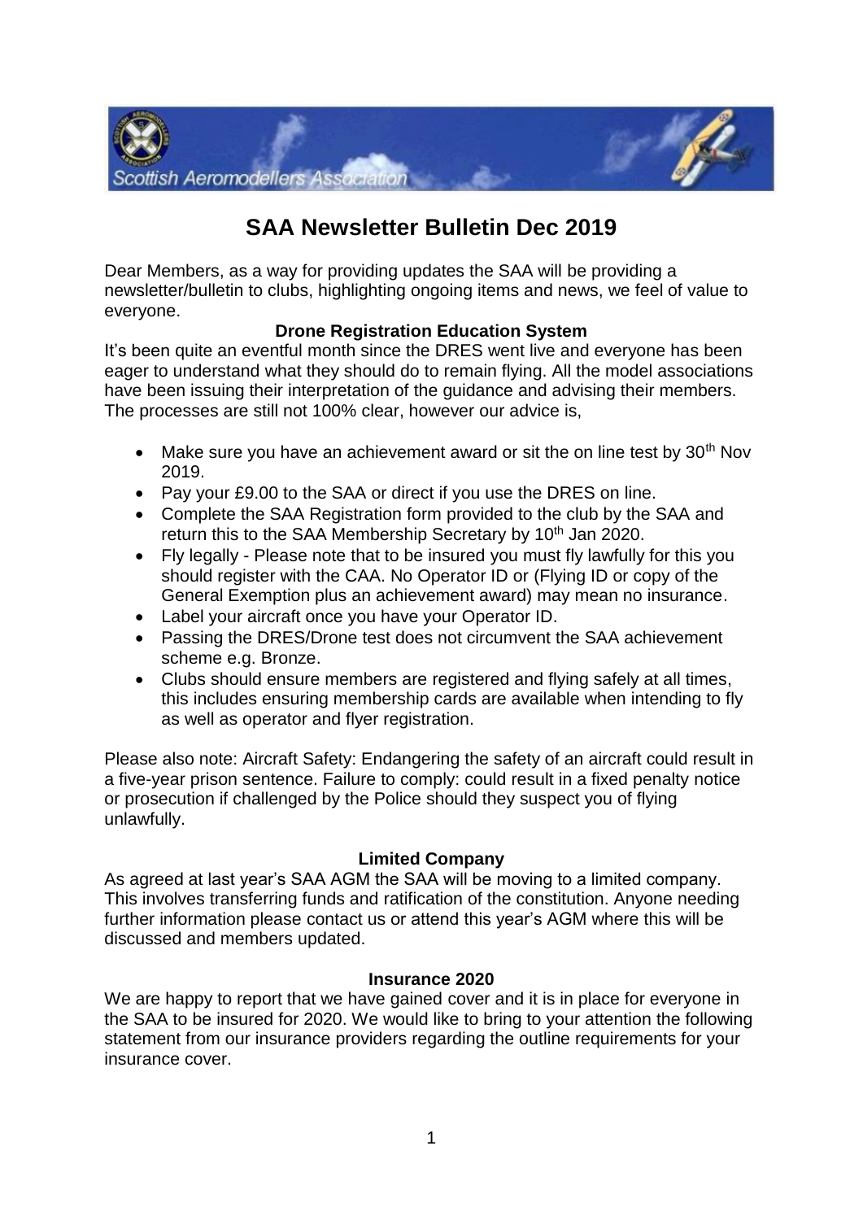# SAA Newsletter Bulletin Dec 2019

Dear Members, as a way for providing updates the SAA will be providing a newsletter/bulletin to clubs, highlighting ongoing items and news, we feel of value to everyone.

### Drone Registration Education System

It's been quite an eventful month since the DRES went live and everyone has been eager to understand what they should do to remain flying. All the model associations have been issuing their interpretation of the guidance and advising their members. The processes are still not 100% clear, however our advice is,

- Make sure you have an achievement award or sit the on line test by 30th Nov 2019.
- Pay your £9.00 to the SAA or direct if you use the DRES on line.
- Complete the SAA Registration form provided to the club by the SAA and return this to the SAA Membership Secretary by 10th Jan 2020.
- Fly legally - Please note that to be insured you must fly lawfully for this you should register with the CAA. No Operator ID or (Flying ID or copy of the General Exemption plus an achievement award) may mean no insurance.
- Label your aircraft once you have your Operator ID.
- Passing the DRES/Drone test does not circumvent the SAA achievement scheme e.g. Bronze.
- Clubs should ensure members are registered and flying safely at all times, this includes ensuring membership cards are available when intending to fly as well as operator and flyer registration.

Please also note: Aircraft Safety: Endangering the safety of an aircraft could result in a five-year prison sentence. Failure to comply: could result in a fixed penalty notice or prosecution if challenged by the Police should they suspect you of flying unlawfully.

### Limited Company

As agreed at last year's SAA AGM the SAA will be moving to a limited company. This involves transferring funds and ratification of the constitution. Anyone needing further information please contact us or attend this year's AGM where this will be discussed and members updated.

### Insurance 2020

We are happy to report that we have gained cover and it is in place for everyone in the SAA to be insured for 2020. We would like to bring to your attention the following statement from our insurance providers regarding the outline requirements for your insurance cover.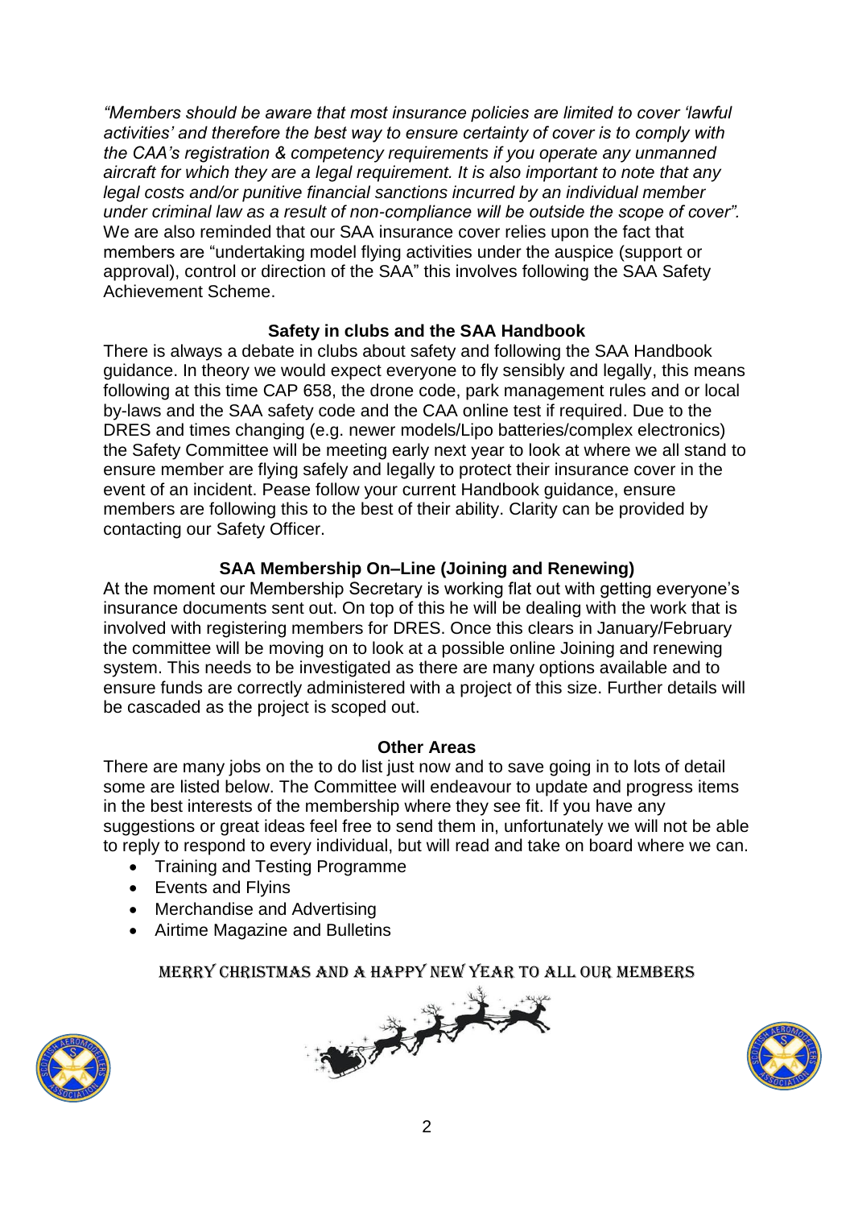*"Members should be aware that most insurance policies are limited to cover 'lawful activities' and therefore the best way to ensure certainty of cover is to comply with the CAA's registration & competency requirements if you operate any unmanned aircraft for which they are a legal requirement. It is also important to note that any legal costs and/or punitive financial sanctions incurred by an individual member under criminal law as a result of non-compliance will be outside the scope of cover".*
We are also reminded that our SAA insurance cover relies upon the fact that members are "undertaking model flying activities under the auspice (support or approval), control or direction of the SAA" this involves following the SAA Safety Achievement Scheme.

**Safety in clubs and the SAA Handbook**

There is always a debate in clubs about safety and following the SAA Handbook guidance. In theory we would expect everyone to fly sensibly and legally, this means following at this time CAP 658, the drone code, park management rules and or local by-laws and the SAA safety code and the CAA online test if required. Due to the DRES and times changing (e.g. newer models/Lipo batteries/complex electronics) the Safety Committee will be meeting early next year to look at where we all stand to ensure member are flying safely and legally to protect their insurance cover in the event of an incident. Pease follow your current Handbook guidance, ensure members are following this to the best of their ability. Clarity can be provided by contacting our Safety Officer.

**SAA Membership On–Line (Joining and Renewing)**

At the moment our Membership Secretary is working flat out with getting everyone's insurance documents sent out. On top of this he will be dealing with the work that is involved with registering members for DRES. Once this clears in January/February the committee will be moving on to look at a possible online Joining and renewing system. This needs to be investigated as there are many options available and to ensure funds are correctly administered with a project of this size. Further details will be cascaded as the project is scoped out.

**Other Areas**

There are many jobs on the to do list just now and to save going in to lots of detail some are listed below. The Committee will endeavour to update and progress items in the best interests of the membership where they see fit. If you have any suggestions or great ideas feel free to send them in, unfortunately we will not be able to reply to respond to every individual, but will read and take on board where we can.

- Training and Testing Programme
- Events and Flyins
- Merchandise and Advertising
- Airtime Magazine and Bulletins

MERRY CHRISTMAS AND A HAPPY NEW YEAR TO ALL OUR MEMBERS